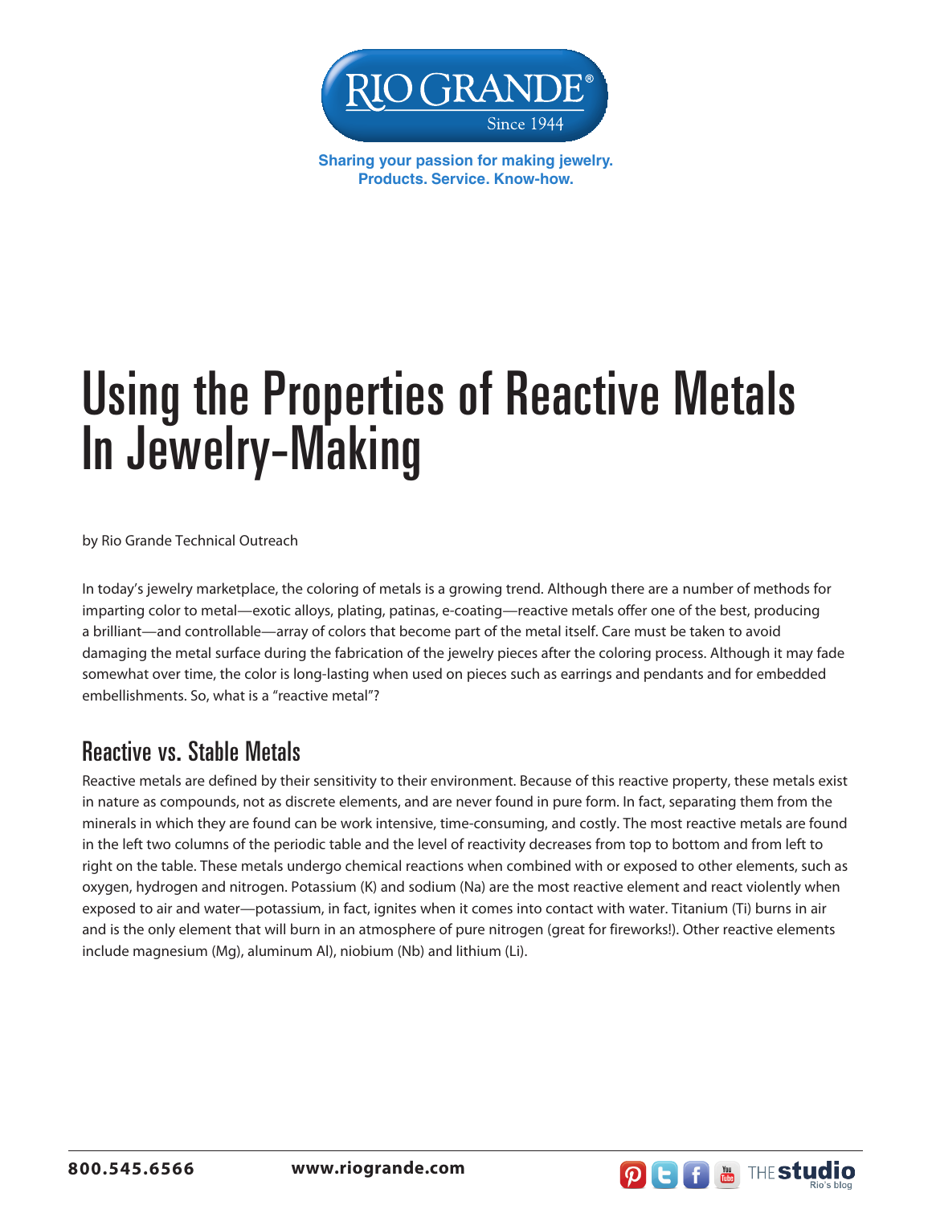Sharing your passion for making jewelry.
Products. Service. Know-how.

# Using the Properties of Reactive Metals In Jewelry-Making

by Rio Grande Technical Outreach

In today's jewelry marketplace, the coloring of metals is a growing trend. Although there are a number of methods for imparting color to metal—exotic alloys, plating, patinas, e-coating—reactive metals offer one of the best, producing a brilliant—and controllable—array of colors that become part of the metal itself. Care must be taken to avoid damaging the metal surface during the fabrication of the jewelry pieces after the coloring process. Although it may fade somewhat over time, the color is long-lasting when used on pieces such as earrings and pendants and for embedded embellishments. So, what is a "reactive metal"?

## Reactive vs. Stable Metals

Reactive metals are defined by their sensitivity to their environment. Because of this reactive property, these metals exist in nature as compounds, not as discrete elements, and are never found in pure form. In fact, separating them from the minerals in which they are found can be work intensive, time-consuming, and costly. The most reactive metals are found in the left two columns of the periodic table and the level of reactivity decreases from top to bottom and from left to right on the table. These metals undergo chemical reactions when combined with or exposed to other elements, such as oxygen, hydrogen and nitrogen. Potassium (K) and sodium (Na) are the most reactive element and react violently when exposed to air and water—potassium, in fact, ignites when it comes into contact with water. Titanium (Ti) burns in air and is the only element that will burn in an atmosphere of pure nitrogen (great for fireworks!). Other reactive elements include magnesium (Mg), aluminum Al), niobium (Nb) and lithium (Li).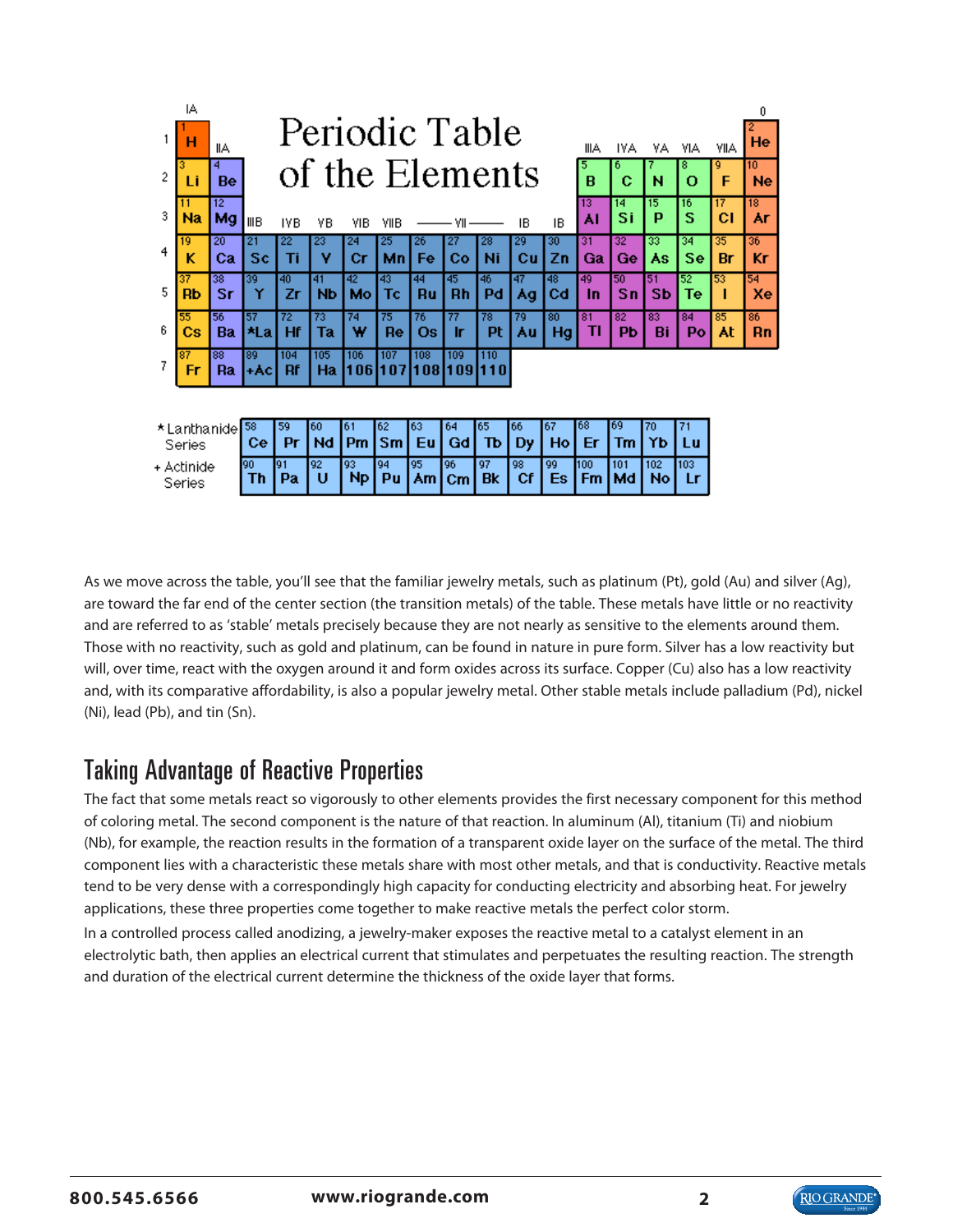As we move across the table, you'll see that the familiar jewelry metals, such as platinum (Pt), gold (Au) and silver (Ag), are toward the far end of the center section (the transition metals) of the table. These metals have little or no reactivity and are referred to as 'stable' metals precisely because they are not nearly as sensitive to the elements around them. Those with no reactivity, such as gold and platinum, can be found in nature in pure form. Silver has a low reactivity but will, over time, react with the oxygen around it and form oxides across its surface. Copper (Cu) also has a low reactivity and, with its comparative affordability, is also a popular jewelry metal. Other stable metals include palladium (Pd), nickel (Ni), lead (Pb), and tin (Sn).

## Taking Advantage of Reactive Properties

The fact that some metals react so vigorously to other elements provides the first necessary component for this method of coloring metal. The second component is the nature of that reaction. In aluminum (Al), titanium (Ti) and niobium (Nb), for example, the reaction results in the formation of a transparent oxide layer on the surface of the metal. The third component lies with a characteristic these metals share with most other metals, and that is conductivity. Reactive metals tend to be very dense with a correspondingly high capacity for conducting electricity and absorbing heat. For jewelry applications, these three properties come together to make reactive metals the perfect color storm.

In a controlled process called anodizing, a jewelry-maker exposes the reactive metal to a catalyst element in an electrolytic bath, then applies an electrical current that stimulates and perpetuates the resulting reaction. The strength and duration of the electrical current determine the thickness of the oxide layer that forms.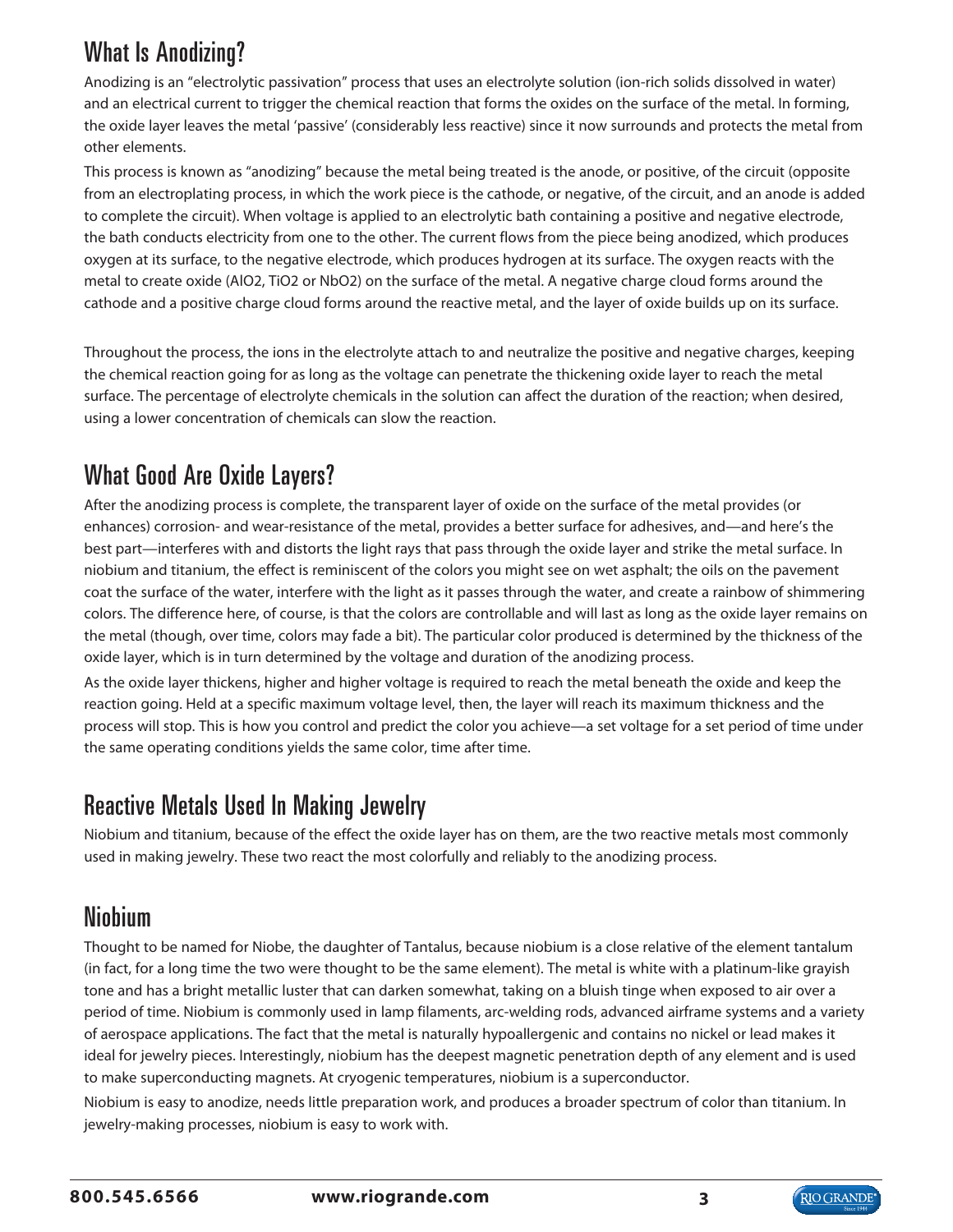## What Is Anodizing?

Anodizing is an "electrolytic passivation" process that uses an electrolyte solution (ion-rich solids dissolved in water) and an electrical current to trigger the chemical reaction that forms the oxides on the surface of the metal. In forming, the oxide layer leaves the metal 'passive' (considerably less reactive) since it now surrounds and protects the metal from other elements.

This process is known as "anodizing" because the metal being treated is the anode, or positive, of the circuit (opposite from an electroplating process, in which the work piece is the cathode, or negative, of the circuit, and an anode is added to complete the circuit). When voltage is applied to an electrolytic bath containing a positive and negative electrode, the bath conducts electricity from one to the other. The current flows from the piece being anodized, which produces oxygen at its surface, to the negative electrode, which produces hydrogen at its surface. The oxygen reacts with the metal to create oxide (AlO2, TiO2 or NbO2) on the surface of the metal. A negative charge cloud forms around the cathode and a positive charge cloud forms around the reactive metal, and the layer of oxide builds up on its surface.

Throughout the process, the ions in the electrolyte attach to and neutralize the positive and negative charges, keeping the chemical reaction going for as long as the voltage can penetrate the thickening oxide layer to reach the metal surface. The percentage of electrolyte chemicals in the solution can affect the duration of the reaction; when desired, using a lower concentration of chemicals can slow the reaction.

## What Good Are Oxide Layers?

After the anodizing process is complete, the transparent layer of oxide on the surface of the metal provides (or enhances) corrosion- and wear-resistance of the metal, provides a better surface for adhesives, and—and here's the best part—interferes with and distorts the light rays that pass through the oxide layer and strike the metal surface. In niobium and titanium, the effect is reminiscent of the colors you might see on wet asphalt; the oils on the pavement coat the surface of the water, interfere with the light as it passes through the water, and create a rainbow of shimmering colors. The difference here, of course, is that the colors are controllable and will last as long as the oxide layer remains on the metal (though, over time, colors may fade a bit). The particular color produced is determined by the thickness of the oxide layer, which is in turn determined by the voltage and duration of the anodizing process.

As the oxide layer thickens, higher and higher voltage is required to reach the metal beneath the oxide and keep the reaction going. Held at a specific maximum voltage level, then, the layer will reach its maximum thickness and the process will stop. This is how you control and predict the color you achieve—a set voltage for a set period of time under the same operating conditions yields the same color, time after time.

## Reactive Metals Used In Making Jewelry

Niobium and titanium, because of the effect the oxide layer has on them, are the two reactive metals most commonly used in making jewelry. These two react the most colorfully and reliably to the anodizing process.

## Niobium

Thought to be named for Niobe, the daughter of Tantalus, because niobium is a close relative of the element tantalum (in fact, for a long time the two were thought to be the same element). The metal is white with a platinum-like grayish tone and has a bright metallic luster that can darken somewhat, taking on a bluish tinge when exposed to air over a period of time. Niobium is commonly used in lamp filaments, arc-welding rods, advanced airframe systems and a variety of aerospace applications. The fact that the metal is naturally hypoallergenic and contains no nickel or lead makes it ideal for jewelry pieces. Interestingly, niobium has the deepest magnetic penetration depth of any element and is used to make superconducting magnets. At cryogenic temperatures, niobium is a superconductor.

Niobium is easy to anodize, needs little preparation work, and produces a broader spectrum of color than titanium. In jewelry-making processes, niobium is easy to work with.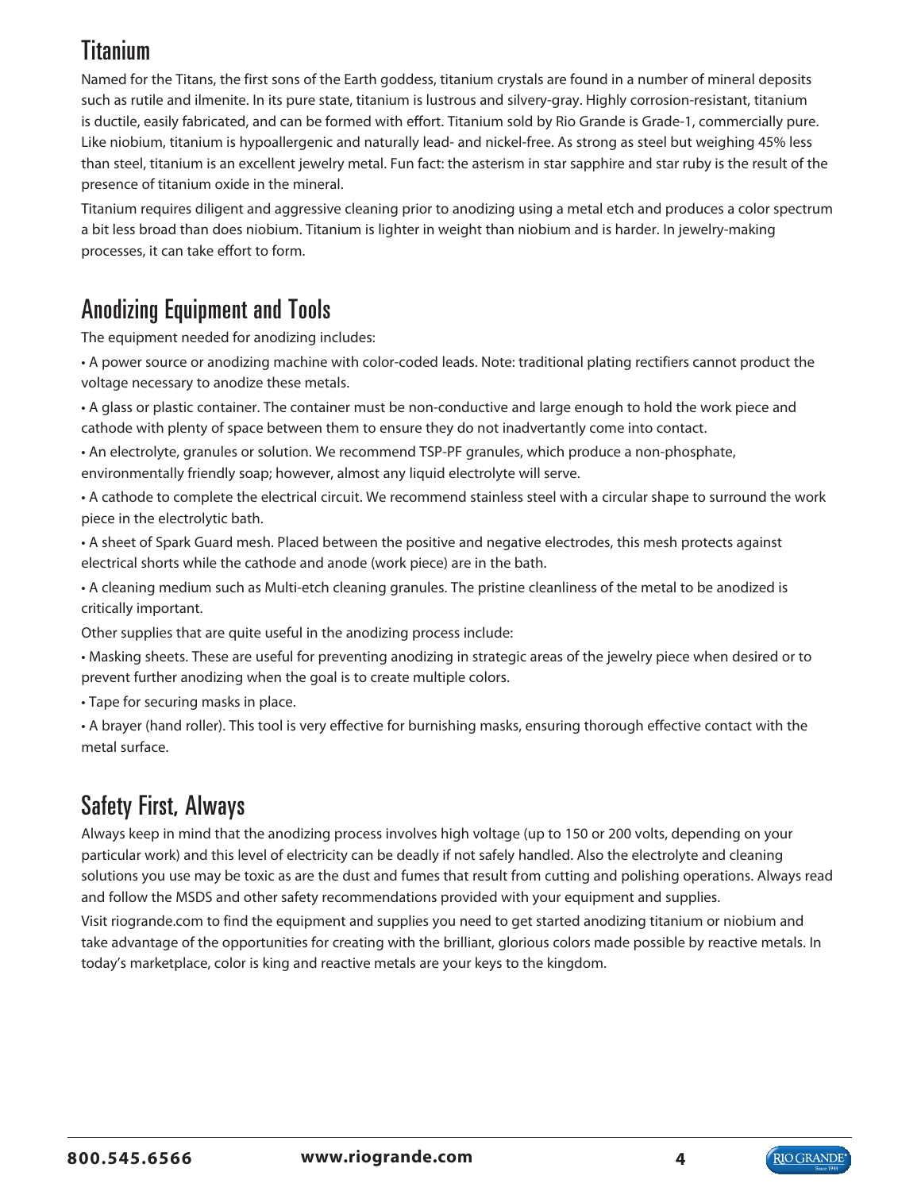## Titanium

Named for the Titans, the first sons of the Earth goddess, titanium crystals are found in a number of mineral deposits such as rutile and ilmenite. In its pure state, titanium is lustrous and silvery-gray. Highly corrosion-resistant, titanium is ductile, easily fabricated, and can be formed with effort. Titanium sold by Rio Grande is Grade-1, commercially pure. Like niobium, titanium is hypoallergenic and naturally lead- and nickel-free. As strong as steel but weighing 45% less than steel, titanium is an excellent jewelry metal. Fun fact: the asterism in star sapphire and star ruby is the result of the presence of titanium oxide in the mineral.

Titanium requires diligent and aggressive cleaning prior to anodizing using a metal etch and produces a color spectrum a bit less broad than does niobium. Titanium is lighter in weight than niobium and is harder. In jewelry-making processes, it can take effort to form.

## Anodizing Equipment and Tools

The equipment needed for anodizing includes:

- A power source or anodizing machine with color-coded leads. Note: traditional plating rectifiers cannot product the voltage necessary to anodize these metals.
- A glass or plastic container. The container must be non-conductive and large enough to hold the work piece and cathode with plenty of space between them to ensure they do not inadvertantly come into contact.
- An electrolyte, granules or solution. We recommend TSP-PF granules, which produce a non-phosphate, environmentally friendly soap; however, almost any liquid electrolyte will serve.
- A cathode to complete the electrical circuit. We recommend stainless steel with a circular shape to surround the work piece in the electrolytic bath.
- A sheet of Spark Guard mesh. Placed between the positive and negative electrodes, this mesh protects against electrical shorts while the cathode and anode (work piece) are in the bath.
- A cleaning medium such as Multi-etch cleaning granules. The pristine cleanliness of the metal to be anodized is critically important.

Other supplies that are quite useful in the anodizing process include:

- Masking sheets. These are useful for preventing anodizing in strategic areas of the jewelry piece when desired or to prevent further anodizing when the goal is to create multiple colors.
- Tape for securing masks in place.
- A brayer (hand roller). This tool is very effective for burnishing masks, ensuring thorough effective contact with the metal surface.

## Safety First, Always

Always keep in mind that the anodizing process involves high voltage (up to 150 or 200 volts, depending on your particular work) and this level of electricity can be deadly if not safely handled. Also the electrolyte and cleaning solutions you use may be toxic as are the dust and fumes that result from cutting and polishing operations. Always read and follow the MSDS and other safety recommendations provided with your equipment and supplies.

Visit riogrande.com to find the equipment and supplies you need to get started anodizing titanium or niobium and take advantage of the opportunities for creating with the brilliant, glorious colors made possible by reactive metals. In today's marketplace, color is king and reactive metals are your keys to the kingdom.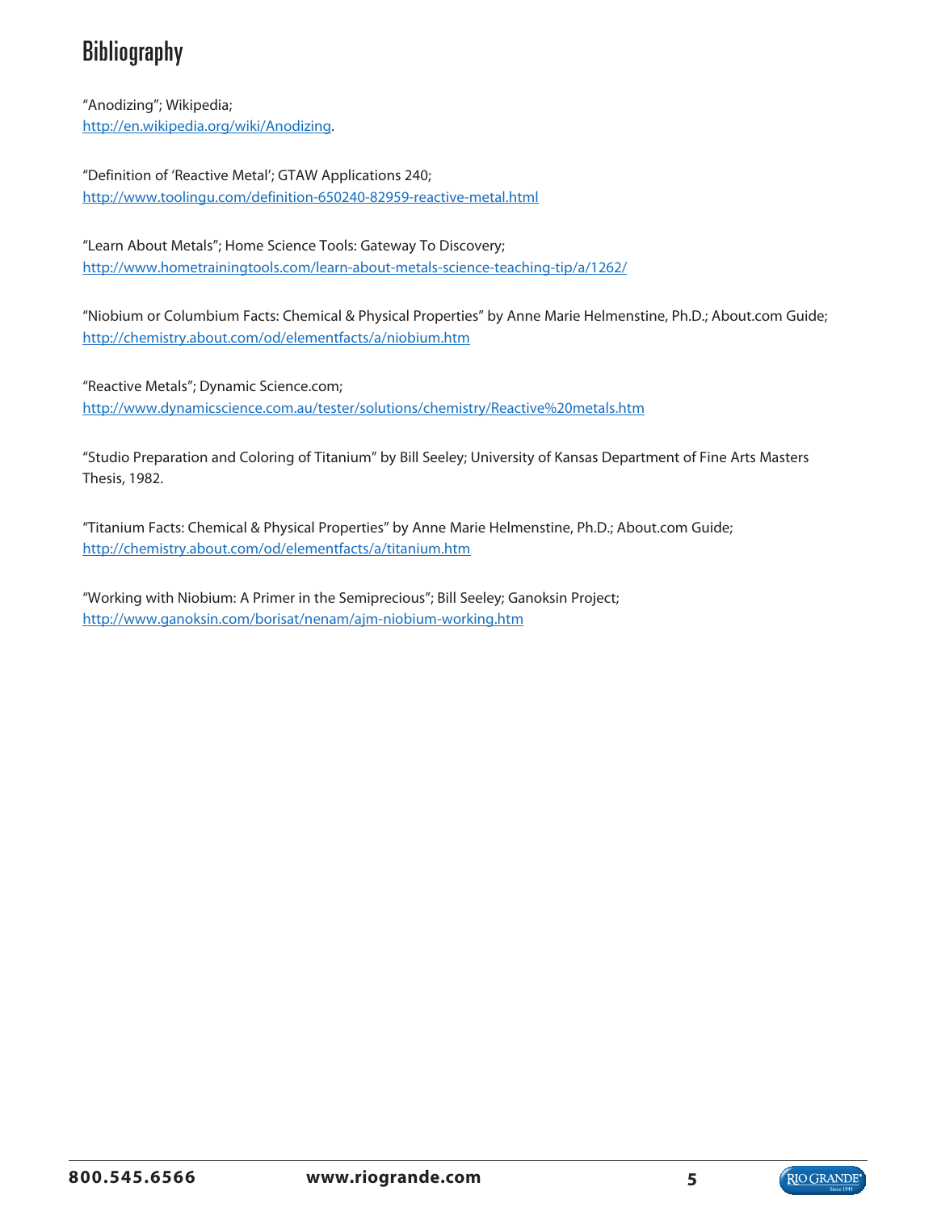# Bibliography

"Anodizing"; Wikipedia;
http://en.wikipedia.org/wiki/Anodizing.

"Definition of 'Reactive Metal'; GTAW Applications 240;
http://www.toolingu.com/definition-650240-82959-reactive-metal.html

"Learn About Metals"; Home Science Tools: Gateway To Discovery;
http://www.hometrainingtools.com/learn-about-metals-science-teaching-tip/a/1262/

"Niobium or Columbium Facts: Chemical & Physical Properties" by Anne Marie Helmenstine, Ph.D.; About.com Guide;
http://chemistry.about.com/od/elementfacts/a/niobium.htm

"Reactive Metals"; Dynamic Science.com;
http://www.dynamicscience.com.au/tester/solutions/chemistry/Reactive%20metals.htm

"Studio Preparation and Coloring of Titanium" by Bill Seeley; University of Kansas Department of Fine Arts Masters Thesis, 1982.

"Titanium Facts: Chemical & Physical Properties" by Anne Marie Helmenstine, Ph.D.; About.com Guide;
http://chemistry.about.com/od/elementfacts/a/titanium.htm

"Working with Niobium: A Primer in the Semiprecious"; Bill Seeley; Ganoksin Project;
http://www.ganoksin.com/borisat/nenam/ajm-niobium-working.htm